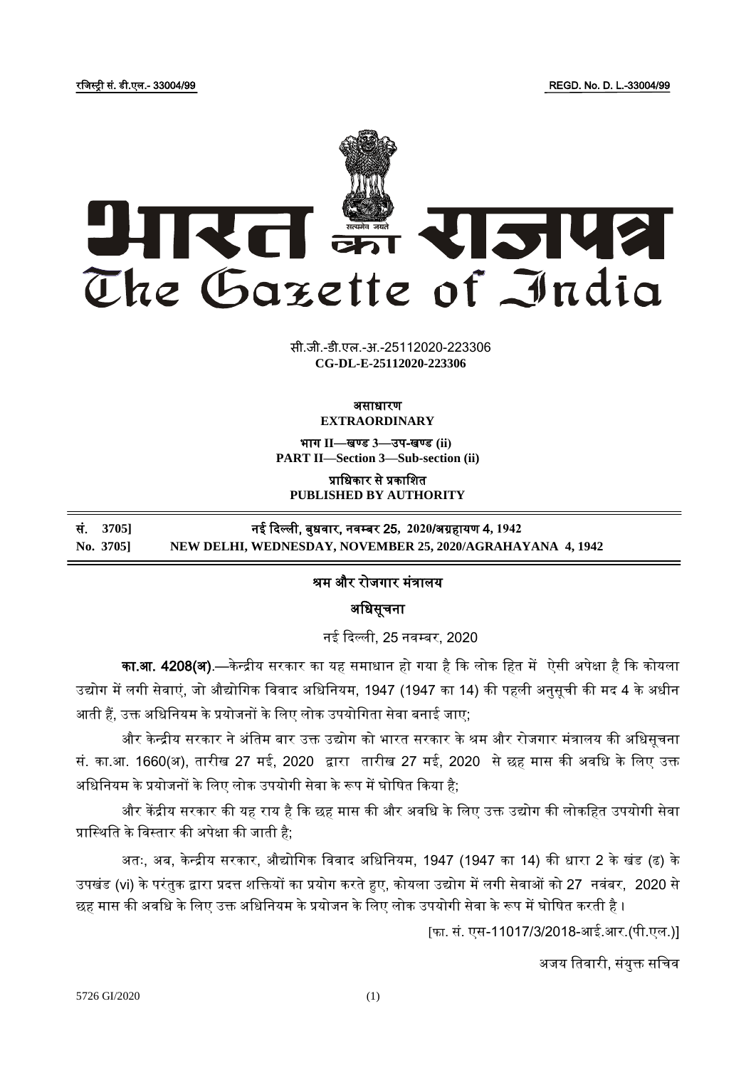रजिस्ट्री सं. डी.एल.- 33004/99 REGD. No. D. L.-33004/99

# भारत का राजपत्र
# The Gazette of India

सी.जी.-डी.एल.-अ.-25112020-223306
**CG-DL-E-25112020-223306**

**असाधारण**
**EXTRAORDINARY**

**भाग II—खण्ड 3—उप-खण्ड (ii)**
**PART II—Section 3—Sub-section (ii)**

**प्राधिकार से प्रकाशित**
**PUBLISHED BY AUTHORITY**

| | |
|---|---|
| **सं. 3705]** | **नई दिल्ली, बुधवार, नवम्बर 25, 2020/अग्रहायण 4, 1942** |
| **No. 3705]** | **NEW DELHI, WEDNESDAY, NOVEMBER 25, 2020/AGRAHAYANA 4, 1942** |

## श्रम और रोजगार मंत्रालय

### अधिसूचना

नई दिल्ली, 25 नवम्बर, 2020

**का.आ. 4208(अ).**—केन्द्रीय सरकार का यह समाधान हो गया है कि लोक हित में ऐसी अपेक्षा है कि कोयला उद्योग में लगी सेवाएं, जो औद्योगिक विवाद अधिनियम, 1947 (1947 का 14) की पहली अनुसूची की मद 4 के अधीन आती हैं, उक्त अधिनियम के प्रयोजनों के लिए लोक उपयोगिता सेवा बनाई जाए;

और केन्द्रीय सरकार ने अंतिम बार उक्त उद्योग को भारत सरकार के श्रम और रोजगार मंत्रालय की अधिसूचना सं. का.आ. 1660(अ), तारीख 27 मई, 2020 द्वारा तारीख 27 मई, 2020 से छह मास की अवधि के लिए उक्त अधिनियम के प्रयोजनों के लिए लोक उपयोगी सेवा के रूप में घोषित किया है;

और केंद्रीय सरकार की यह राय है कि छह मास की और अवधि के लिए उक्त उद्योग की लोकहित उपयोगी सेवा प्रास्थिति के विस्तार की अपेक्षा की जाती है;

अतः, अब, केन्द्रीय सरकार, औद्योगिक विवाद अधिनियम, 1947 (1947 का 14) की धारा 2 के खंड (ढ) के उपखंड (vi) के परंतुक द्वारा प्रदत्त शक्तियों का प्रयोग करते हुए, कोयला उद्योग में लगी सेवाओं को 27 नवंबर, 2020 से छह मास की अवधि के लिए उक्त अधिनियम के प्रयोजन के लिए लोक उपयोगी सेवा के रूप में घोषित करती है।

[फा. सं. एस-11017/3/2018-आई.आर.(पी.एल.)]

अजय तिवारी, संयुक्त सचिव

5726 GI/2020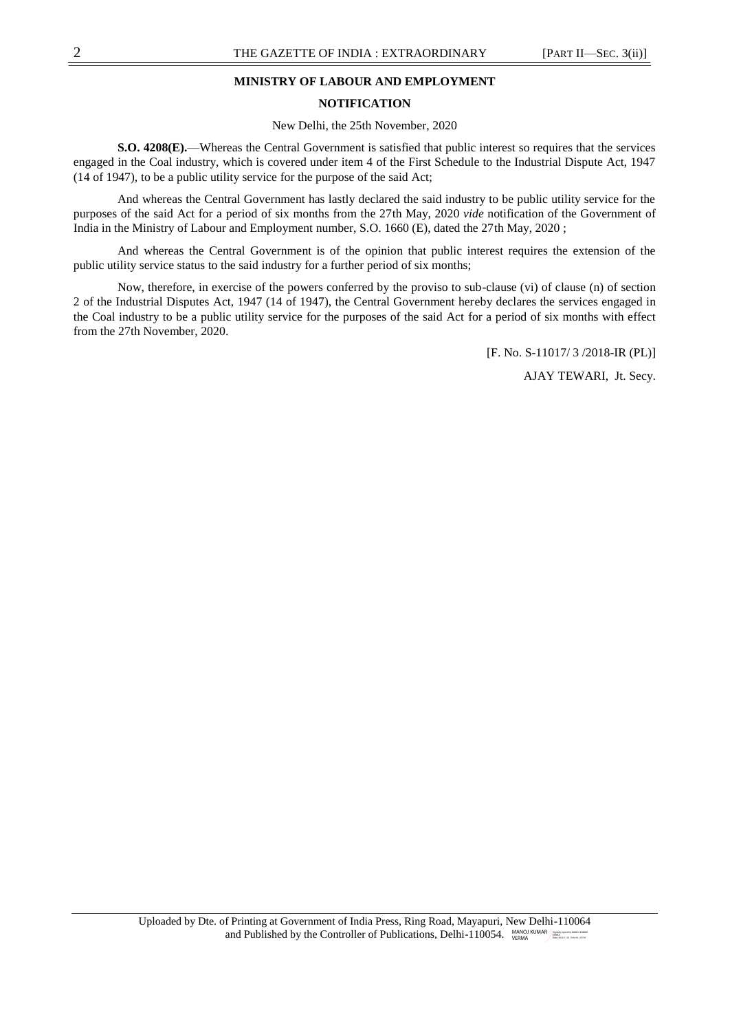## MINISTRY OF LABOUR AND EMPLOYMENT

### NOTIFICATION

New Delhi, the 25th November, 2020

**S.O. 4208(E).**—Whereas the Central Government is satisfied that public interest so requires that the services engaged in the Coal industry, which is covered under item 4 of the First Schedule to the Industrial Dispute Act, 1947 (14 of 1947), to be a public utility service for the purpose of the said Act;

And whereas the Central Government has lastly declared the said industry to be public utility service for the purposes of the said Act for a period of six months from the 27th May, 2020 *vide* notification of the Government of India in the Ministry of Labour and Employment number, S.O. 1660 (E), dated the 27th May, 2020 ;

And whereas the Central Government is of the opinion that public interest requires the extension of the public utility service status to the said industry for a further period of six months;

Now, therefore, in exercise of the powers conferred by the proviso to sub-clause (vi) of clause (n) of section 2 of the Industrial Disputes Act, 1947 (14 of 1947), the Central Government hereby declares the services engaged in the Coal industry to be a public utility service for the purposes of the said Act for a period of six months with effect from the 27th November, 2020.

[F. No. S-11017/ 3 /2018-IR (PL)]

AJAY TEWARI, Jt. Secy.

Uploaded by Dte. of Printing at Government of India Press, Ring Road, Mayapuri, New Delhi-110064 and Published by the Controller of Publications, Delhi-110054.